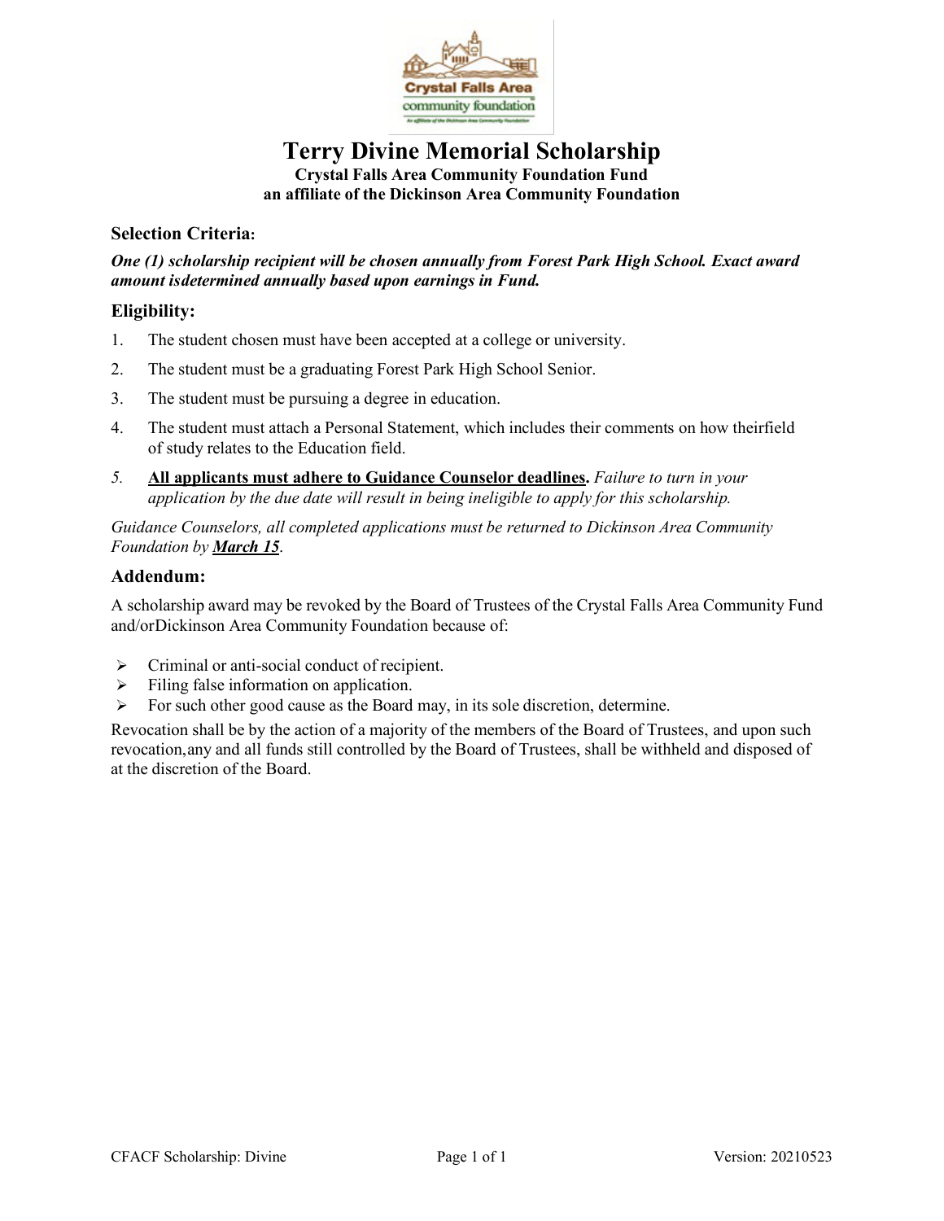# Terry Divine Memorial Scholarship

**Crystal Falls Area Community Foundation Fund**
**an affiliate of the Dickinson Area Community Foundation**

### Selection Criteria:

***One (1) scholarship recipient will be chosen annually from Forest Park High School. Exact award amount isdetermined annually based upon earnings in Fund.***

### Eligibility:

1. The student chosen must have been accepted at a college or university.
2. The student must be a graduating Forest Park High School Senior.
3. The student must be pursuing a degree in education.
4. The student must attach a Personal Statement, which includes their comments on how theirfield of study relates to the Education field.
5. **All applicants must adhere to Guidance Counselor deadlines.** *Failure to turn in your application by the due date will result in being ineligible to apply for this scholarship.*

*Guidance Counselors, all completed applications must be returned to Dickinson Area Community Foundation by **March 15**.*

### Addendum:

A scholarship award may be revoked by the Board of Trustees of the Crystal Falls Area Community Fund and/orDickinson Area Community Foundation because of:

- Criminal or anti-social conduct of recipient.
- Filing false information on application.
- For such other good cause as the Board may, in its sole discretion, determine.

Revocation shall be by the action of a majority of the members of the Board of Trustees, and upon such revocation,any and all funds still controlled by the Board of Trustees, shall be withheld and disposed of at the discretion of the Board.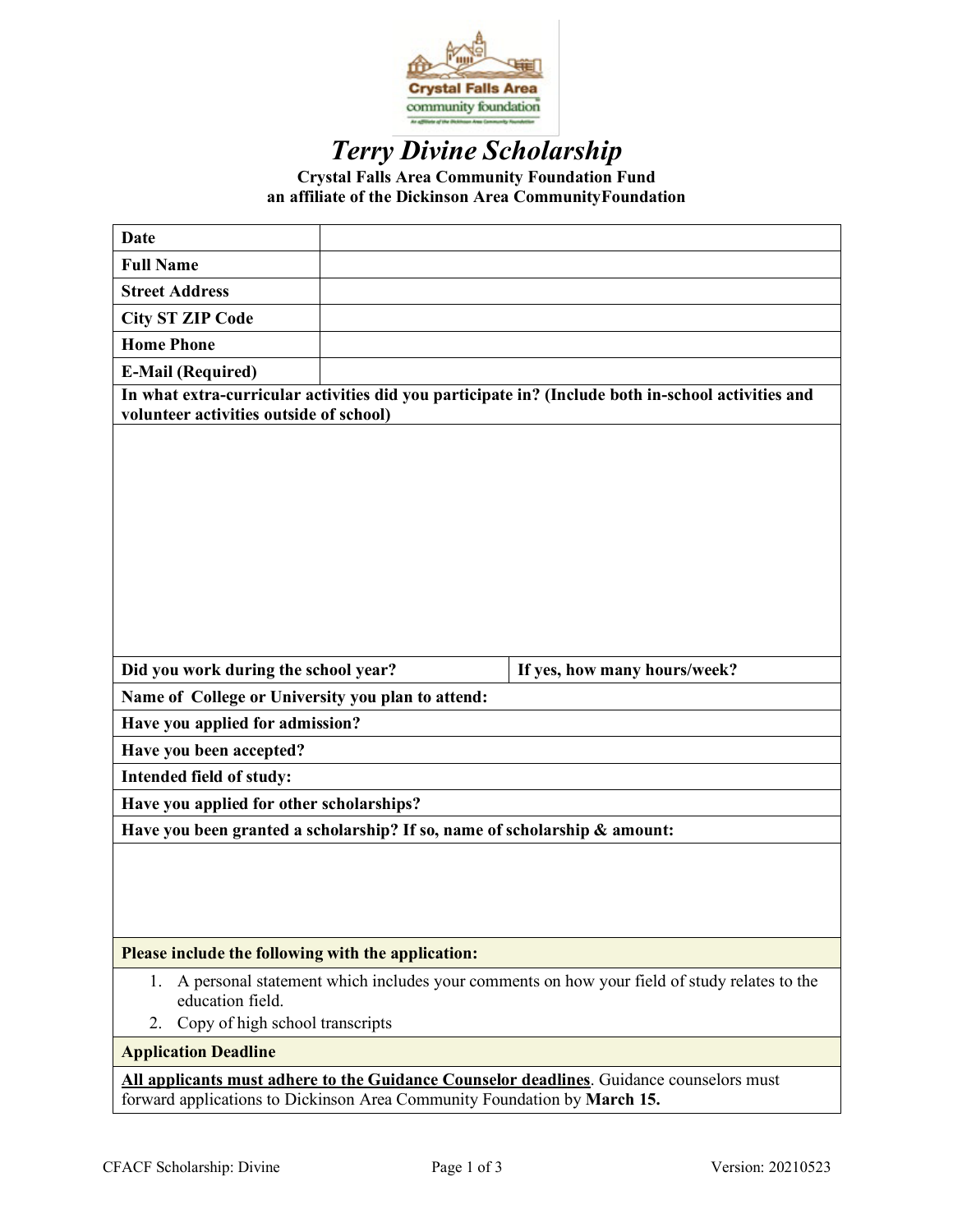# *Terry Divine Scholarship*

**Crystal Falls Area Community Foundation Fund**
**an affiliate of the Dickinson Area CommunityFoundation**

| | |
|---|---|
| **Date** | |
| **Full Name** | |
| **Street Address** | |
| **City ST ZIP Code** | |
| **Home Phone** | |
| **E-Mail (Required)** | |

**In what extra-curricular activities did you participate in? (Include both in-school activities and volunteer activities outside of school)**

| | |
|---|---|
| **Did you work during the school year?** | **If yes, how many hours/week?** |

**Name of College or University you plan to attend:**

**Have you applied for admission?**

**Have you been accepted?**

**Intended field of study:**

**Have you applied for other scholarships?**

**Have you been granted a scholarship? If so, name of scholarship & amount:**

**Please include the following with the application:**

1. A personal statement which includes your comments on how your field of study relates to the education field.
2. Copy of high school transcripts

**Application Deadline**

**<u>All applicants must adhere to the Guidance Counselor deadlines</u>**. Guidance counselors must forward applications to Dickinson Area Community Foundation by **March 15.**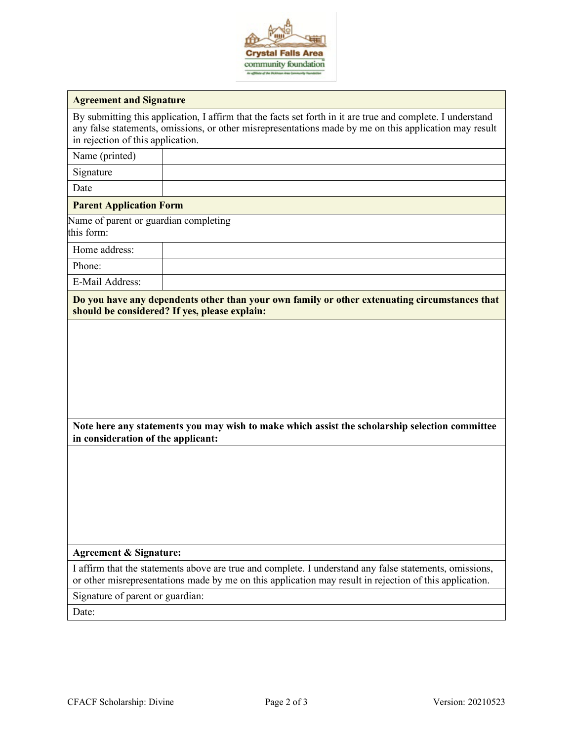| **Agreement and Signature** | |
|---|---|
| By submitting this application, I affirm that the facts set forth in it are true and complete. I understand any false statements, omissions, or other misrepresentations made by me on this application may result in rejection of this application. | |
| Name (printed) | |
| Signature | |
| Date | |

| **Parent Application Form** | |
|---|---|
| Name of parent or guardian completing this form: | |
| Home address: | |
| Phone: | |
| E-Mail Address: | |

**Do you have any dependents other than your own family or other extenuating circumstances that should be considered? If yes, please explain:**

**Note here any statements you may wish to make which assist the scholarship selection committee in consideration of the applicant:**

| **Agreement & Signature:** |
|---|
| I affirm that the statements above are true and complete. I understand any false statements, omissions, or other misrepresentations made by me on this application may result in rejection of this application. |
| Signature of parent or guardian: |
| Date: |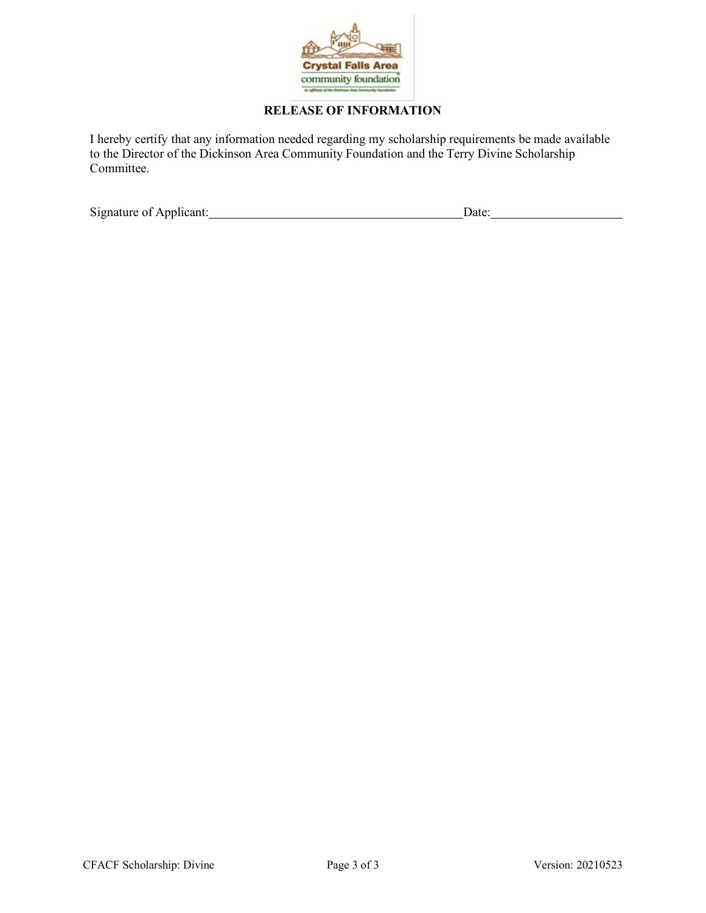Crystal Falls Area community foundation

## RELEASE OF INFORMATION

I hereby certify that any information needed regarding my scholarship requirements be made available to the Director of the Dickinson Area Community Foundation and the Terry Divine Scholarship Committee.

Signature of Applicant:________________________________________ Date:____________________